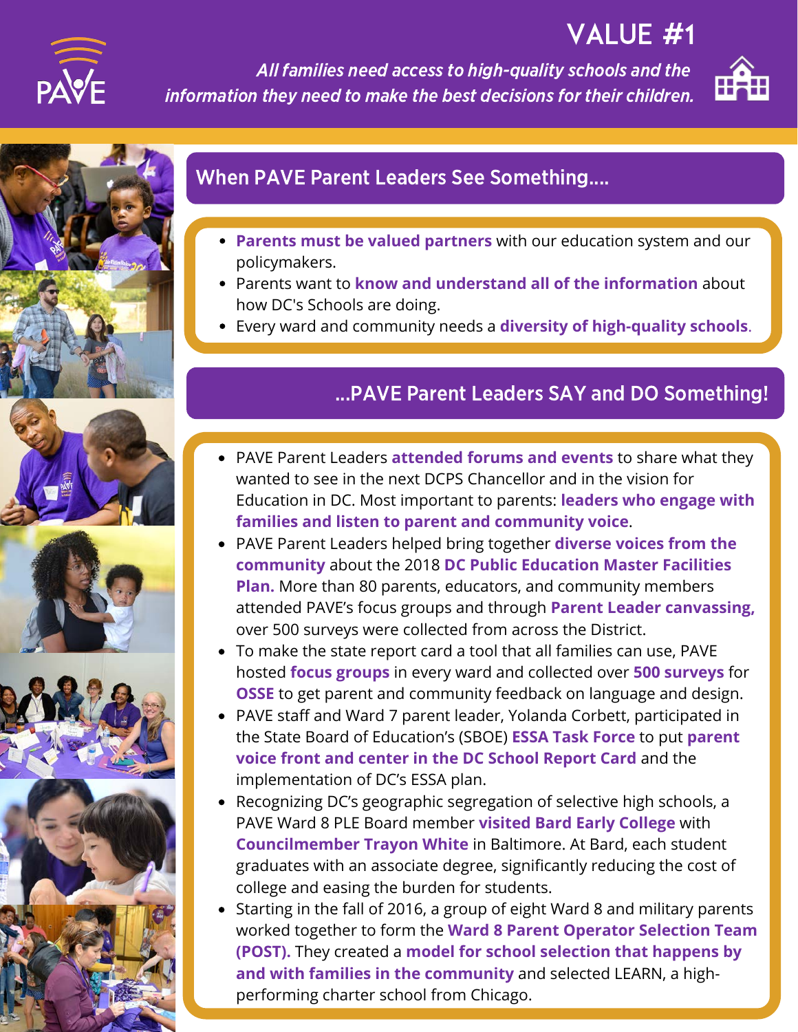# VALUE #1

*All families need access to high-quality schools and the information they need to make the best decisions for their children.*

## When PAVE Parent Leaders See Something....

- **Parents must be valued partners** with our education system and our policymakers.
- Parents want to **know and understand all of the information** about how DC's Schools are doing.
- Every ward and community needs a **diversity of high-quality schools**.

## ...PAVE Parent Leaders SAY and DO Something!

- PAVE Parent Leaders **attended forums and events** to share what they wanted to see in the next DCPS Chancellor and in the vision for Education in DC. Most important to parents: **leaders who engage with families and listen to parent and community voice**.
- PAVE Parent Leaders helped bring together **diverse voices from the community** about the 2018 **DC Public Education Master Facilities Plan.** More than 80 parents, educators, and community members attended PAVE's focus groups and through **Parent Leader canvassing,** over 500 surveys were collected from across the District.
- To make the state report card a tool that all families can use, PAVE hosted **focus groups** in every ward and collected over **500 surveys** for **OSSE** to get parent and community feedback on language and design.
- PAVE staff and Ward 7 parent leader, Yolanda Corbett, participated in the State Board of Education's (SBOE) **ESSA Task Force** to put **parent voice front and center in the DC School Report Card** and the implementation of DC's ESSA plan.
- Recognizing DC's geographic segregation of selective high schools, a PAVE Ward 8 PLE Board member **visited Bard Early College** with **Councilmember Trayon White** in Baltimore. At Bard, each student graduates with an associate degree, significantly reducing the cost of college and easing the burden for students.
- Starting in the fall of 2016, a group of eight Ward 8 and military parents worked together to form the **Ward 8 Parent Operator Selection Team (POST).** They created a **model for school selection that happens by and with families in the community** and selected LEARN, a high-performing charter school from Chicago.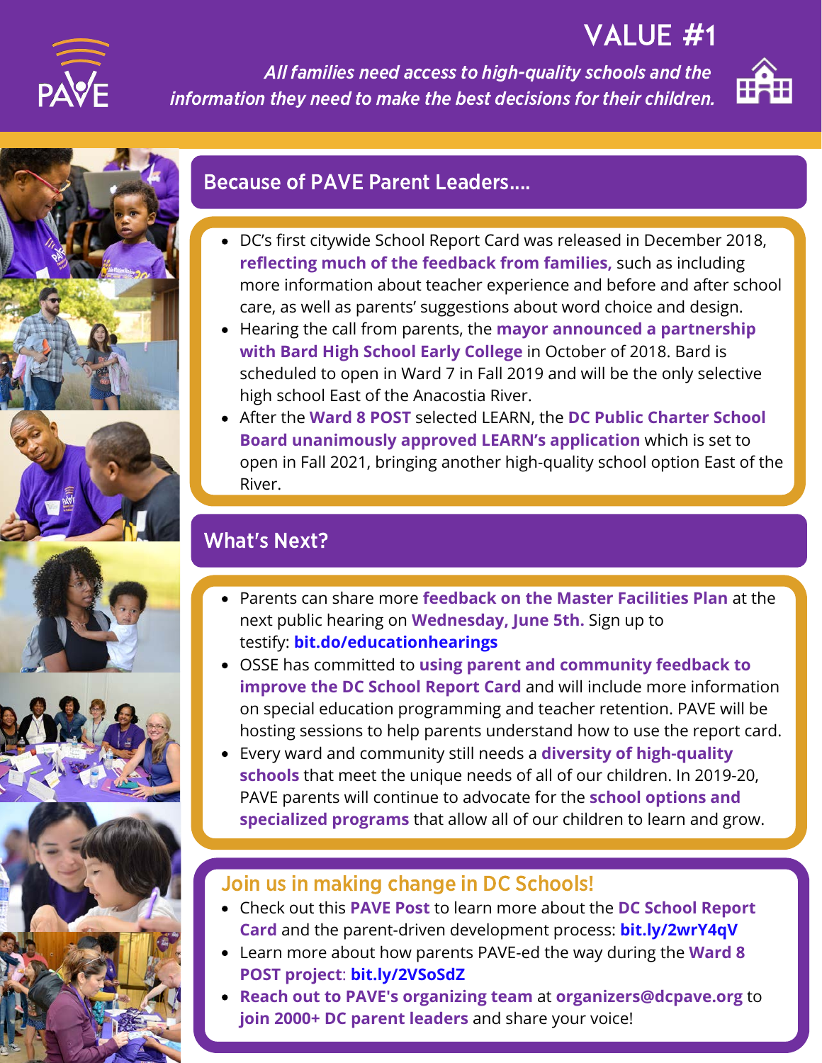# VALUE #1

*All families need access to high-quality schools and the information they need to make the best decisions for their children.*

## Because of PAVE Parent Leaders....

- DC's first citywide School Report Card was released in December 2018, **reflecting much of the feedback from families,** such as including more information about teacher experience and before and after school care, as well as parents' suggestions about word choice and design.
- Hearing the call from parents, the **mayor announced a partnership with Bard High School Early College** in October of 2018. Bard is scheduled to open in Ward 7 in Fall 2019 and will be the only selective high school East of the Anacostia River.
- After the **Ward 8 POST** selected LEARN, the **DC Public Charter School Board unanimously approved LEARN's application** which is set to open in Fall 2021, bringing another high-quality school option East of the River.

## What's Next?

- Parents can share more **feedback on the Master Facilities Plan** at the next public hearing on **Wednesday, June 5th.** Sign up to testify: **bit.do/educationhearings**
- OSSE has committed to **using parent and community feedback to improve the DC School Report Card** and will include more information on special education programming and teacher retention. PAVE will be hosting sessions to help parents understand how to use the report card.
- Every ward and community still needs a **diversity of high-quality schools** that meet the unique needs of all of our children. In 2019-20, PAVE parents will continue to advocate for the **school options and specialized programs** that allow all of our children to learn and grow.

## Join us in making change in DC Schools!

- Check out this **PAVE Post** to learn more about the **DC School Report Card** and the parent-driven development process: **bit.ly/2wrY4qV**
- Learn more about how parents PAVE-ed the way during the **Ward 8 POST project**: **bit.ly/2VSoSdZ**
- **Reach out to PAVE's organizing team** at **organizers@dcpave.org** to **join 2000+ DC parent leaders** and share your voice!